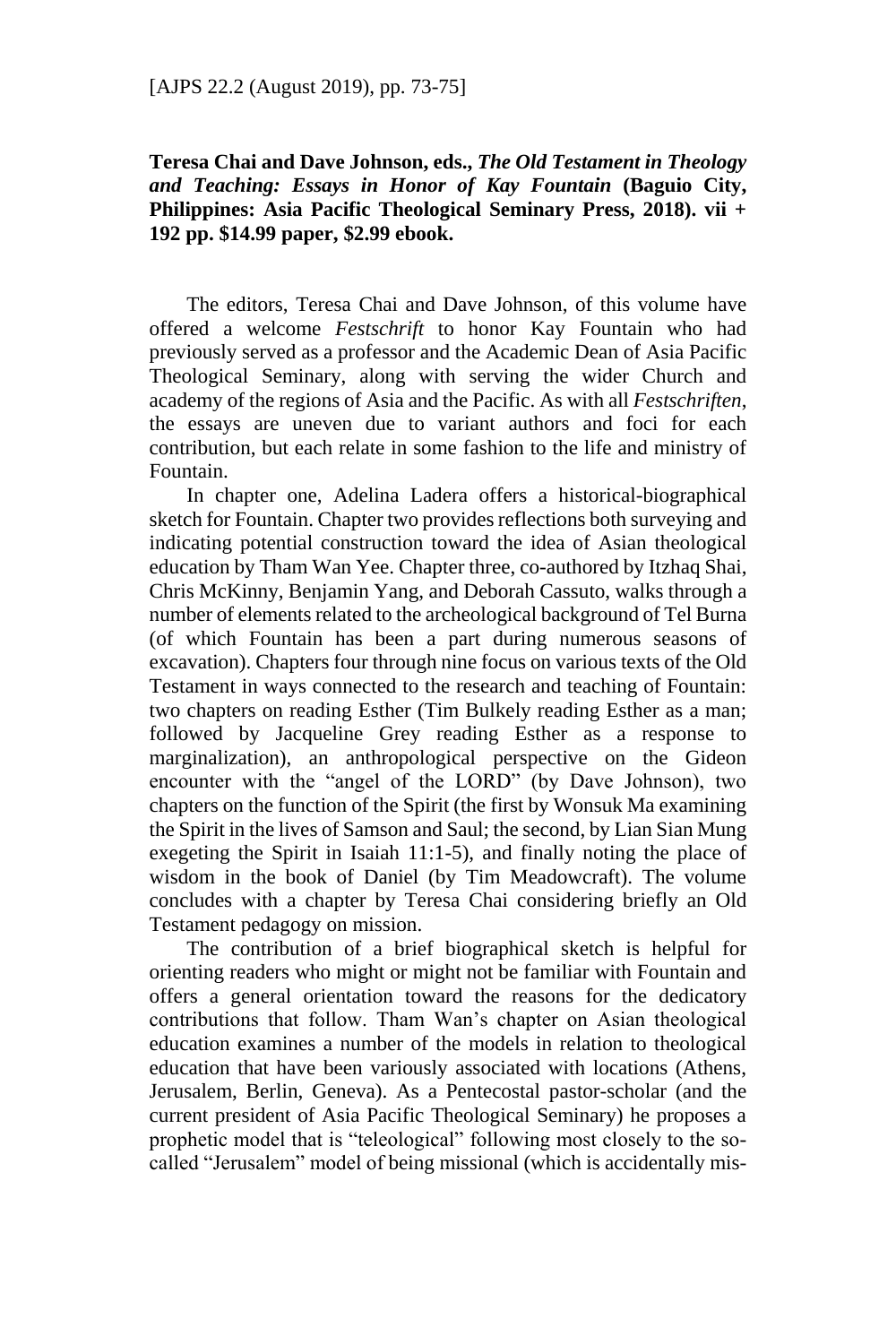**Teresa Chai and Dave Johnson, eds., *The Old Testament in Theology and Teaching: Essays in Honor of Kay Fountain* (Baguio City, Philippines: Asia Pacific Theological Seminary Press, 2018). vii + 192 pp. $14.99 paper, $2.99 ebook.**

The editors, Teresa Chai and Dave Johnson, of this volume have offered a welcome *Festschrift* to honor Kay Fountain who had previously served as a professor and the Academic Dean of Asia Pacific Theological Seminary, along with serving the wider Church and academy of the regions of Asia and the Pacific. As with all *Festschriften*, the essays are uneven due to variant authors and foci for each contribution, but each relate in some fashion to the life and ministry of Fountain.

In chapter one, Adelina Ladera offers a historical-biographical sketch for Fountain. Chapter two provides reflections both surveying and indicating potential construction toward the idea of Asian theological education by Tham Wan Yee. Chapter three, co-authored by Itzhaq Shai, Chris McKinny, Benjamin Yang, and Deborah Cassuto, walks through a number of elements related to the archeological background of Tel Burna (of which Fountain has been a part during numerous seasons of excavation). Chapters four through nine focus on various texts of the Old Testament in ways connected to the research and teaching of Fountain: two chapters on reading Esther (Tim Bulkely reading Esther as a man; followed by Jacqueline Grey reading Esther as a response to marginalization), an anthropological perspective on the Gideon encounter with the "angel of the LORD" (by Dave Johnson), two chapters on the function of the Spirit (the first by Wonsuk Ma examining the Spirit in the lives of Samson and Saul; the second, by Lian Sian Mung exegeting the Spirit in Isaiah 11:1-5), and finally noting the place of wisdom in the book of Daniel (by Tim Meadowcraft). The volume concludes with a chapter by Teresa Chai considering briefly an Old Testament pedagogy on mission.

The contribution of a brief biographical sketch is helpful for orienting readers who might or might not be familiar with Fountain and offers a general orientation toward the reasons for the dedicatory contributions that follow. Tham Wan's chapter on Asian theological education examines a number of the models in relation to theological education that have been variously associated with locations (Athens, Jerusalem, Berlin, Geneva). As a Pentecostal pastor-scholar (and the current president of Asia Pacific Theological Seminary) he proposes a prophetic model that is "teleological" following most closely to the so-called "Jerusalem" model of being missional (which is accidentally mis-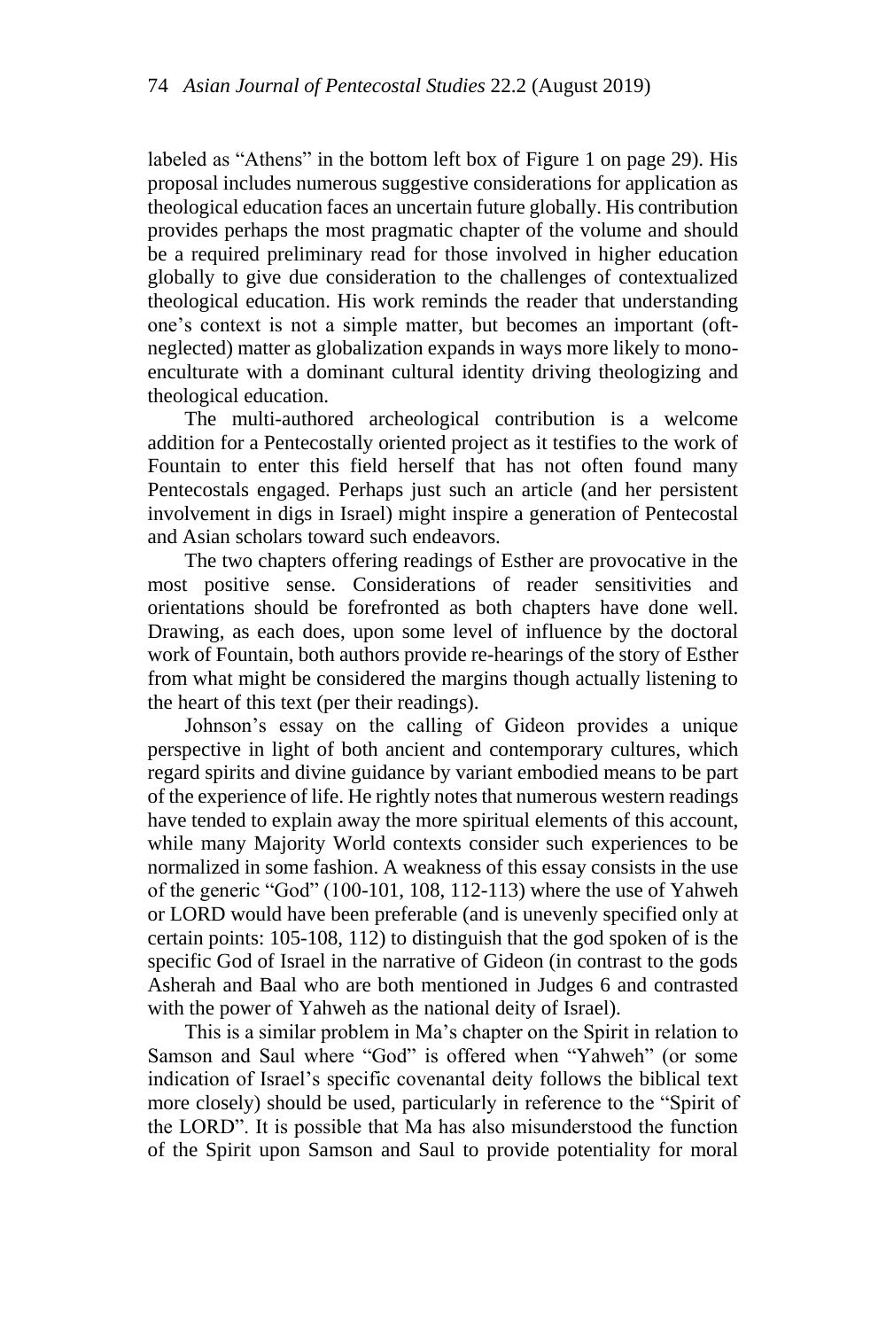labeled as "Athens" in the bottom left box of Figure 1 on page 29). His proposal includes numerous suggestive considerations for application as theological education faces an uncertain future globally. His contribution provides perhaps the most pragmatic chapter of the volume and should be a required preliminary read for those involved in higher education globally to give due consideration to the challenges of contextualized theological education. His work reminds the reader that understanding one's context is not a simple matter, but becomes an important (oft-neglected) matter as globalization expands in ways more likely to mono-enculturate with a dominant cultural identity driving theologizing and theological education.

The multi-authored archeological contribution is a welcome addition for a Pentecostally oriented project as it testifies to the work of Fountain to enter this field herself that has not often found many Pentecostals engaged. Perhaps just such an article (and her persistent involvement in digs in Israel) might inspire a generation of Pentecostal and Asian scholars toward such endeavors.

The two chapters offering readings of Esther are provocative in the most positive sense. Considerations of reader sensitivities and orientations should be forefronted as both chapters have done well. Drawing, as each does, upon some level of influence by the doctoral work of Fountain, both authors provide re-hearings of the story of Esther from what might be considered the margins though actually listening to the heart of this text (per their readings).

Johnson's essay on the calling of Gideon provides a unique perspective in light of both ancient and contemporary cultures, which regard spirits and divine guidance by variant embodied means to be part of the experience of life. He rightly notes that numerous western readings have tended to explain away the more spiritual elements of this account, while many Majority World contexts consider such experiences to be normalized in some fashion. A weakness of this essay consists in the use of the generic "God" (100-101, 108, 112-113) where the use of Yahweh or LORD would have been preferable (and is unevenly specified only at certain points: 105-108, 112) to distinguish that the god spoken of is the specific God of Israel in the narrative of Gideon (in contrast to the gods Asherah and Baal who are both mentioned in Judges 6 and contrasted with the power of Yahweh as the national deity of Israel).

This is a similar problem in Ma's chapter on the Spirit in relation to Samson and Saul where "God" is offered when "Yahweh" (or some indication of Israel's specific covenantal deity follows the biblical text more closely) should be used, particularly in reference to the "Spirit of the LORD". It is possible that Ma has also misunderstood the function of the Spirit upon Samson and Saul to provide potentiality for moral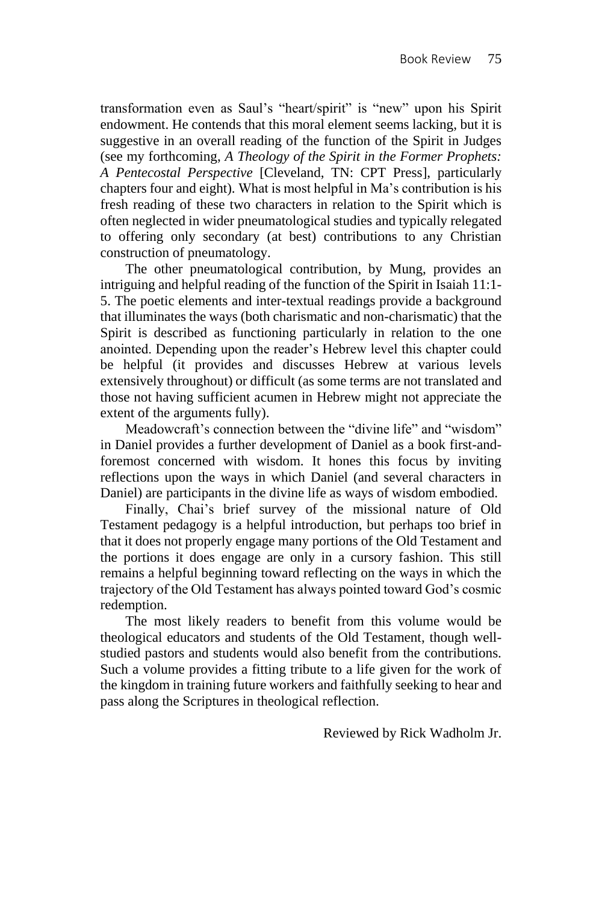transformation even as Saul's "heart/spirit" is "new" upon his Spirit endowment. He contends that this moral element seems lacking, but it is suggestive in an overall reading of the function of the Spirit in Judges (see my forthcoming, *A Theology of the Spirit in the Former Prophets: A Pentecostal Perspective* [Cleveland, TN: CPT Press], particularly chapters four and eight). What is most helpful in Ma's contribution is his fresh reading of these two characters in relation to the Spirit which is often neglected in wider pneumatological studies and typically relegated to offering only secondary (at best) contributions to any Christian construction of pneumatology.

The other pneumatological contribution, by Mung, provides an intriguing and helpful reading of the function of the Spirit in Isaiah 11:1-5. The poetic elements and inter-textual readings provide a background that illuminates the ways (both charismatic and non-charismatic) that the Spirit is described as functioning particularly in relation to the one anointed. Depending upon the reader's Hebrew level this chapter could be helpful (it provides and discusses Hebrew at various levels extensively throughout) or difficult (as some terms are not translated and those not having sufficient acumen in Hebrew might not appreciate the extent of the arguments fully).

Meadowcraft's connection between the "divine life" and "wisdom" in Daniel provides a further development of Daniel as a book first-and-foremost concerned with wisdom. It hones this focus by inviting reflections upon the ways in which Daniel (and several characters in Daniel) are participants in the divine life as ways of wisdom embodied.

Finally, Chai's brief survey of the missional nature of Old Testament pedagogy is a helpful introduction, but perhaps too brief in that it does not properly engage many portions of the Old Testament and the portions it does engage are only in a cursory fashion. This still remains a helpful beginning toward reflecting on the ways in which the trajectory of the Old Testament has always pointed toward God's cosmic redemption.

The most likely readers to benefit from this volume would be theological educators and students of the Old Testament, though well-studied pastors and students would also benefit from the contributions. Such a volume provides a fitting tribute to a life given for the work of the kingdom in training future workers and faithfully seeking to hear and pass along the Scriptures in theological reflection.

Reviewed by Rick Wadholm Jr.